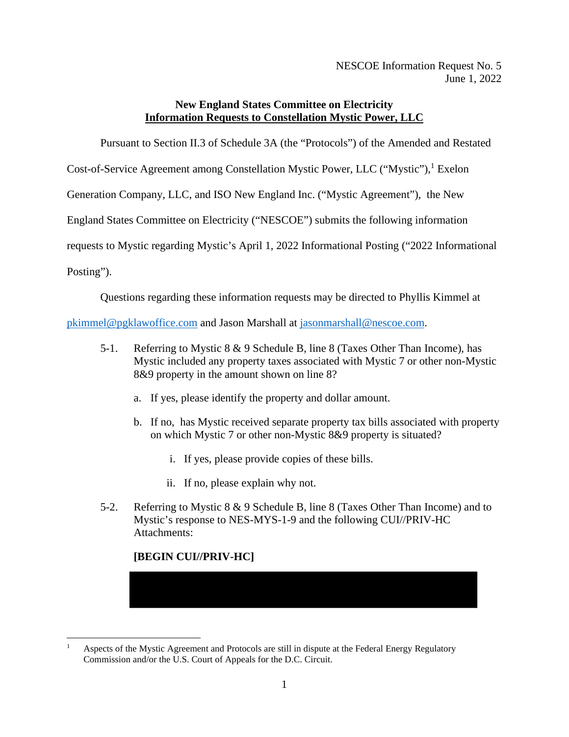NESCOE Information Request No. 5
June 1, 2022

**New England States Committee on Electricity**
**Information Requests to Constellation Mystic Power, LLC**

Pursuant to Section II.3 of Schedule 3A (the "Protocols") of the Amended and Restated Cost-of-Service Agreement among Constellation Mystic Power, LLC ("Mystic"),[1] Exelon Generation Company, LLC, and ISO New England Inc. ("Mystic Agreement"), the New England States Committee on Electricity ("NESCOE") submits the following information requests to Mystic regarding Mystic's April 1, 2022 Informational Posting ("2022 Informational Posting").

Questions regarding these information requests may be directed to Phyllis Kimmel at pkimmel@pgklawoffice.com and Jason Marshall at jasonmarshall@nescoe.com.

5-1. Referring to Mystic 8 & 9 Schedule B, line 8 (Taxes Other Than Income), has Mystic included any property taxes associated with Mystic 7 or other non-Mystic 8&9 property in the amount shown on line 8?

   a. If yes, please identify the property and dollar amount.

   b. If no, has Mystic received separate property tax bills associated with property on which Mystic 7 or other non-Mystic 8&9 property is situated?

      i. If yes, please provide copies of these bills.

      ii. If no, please explain why not.

5-2. Referring to Mystic 8 & 9 Schedule B, line 8 (Taxes Other Than Income) and to Mystic's response to NES-MYS-1-9 and the following CUI//PRIV-HC Attachments:

**[BEGIN CUI//PRIV-HC]**

[1] Aspects of the Mystic Agreement and Protocols are still in dispute at the Federal Energy Regulatory Commission and/or the U.S. Court of Appeals for the D.C. Circuit.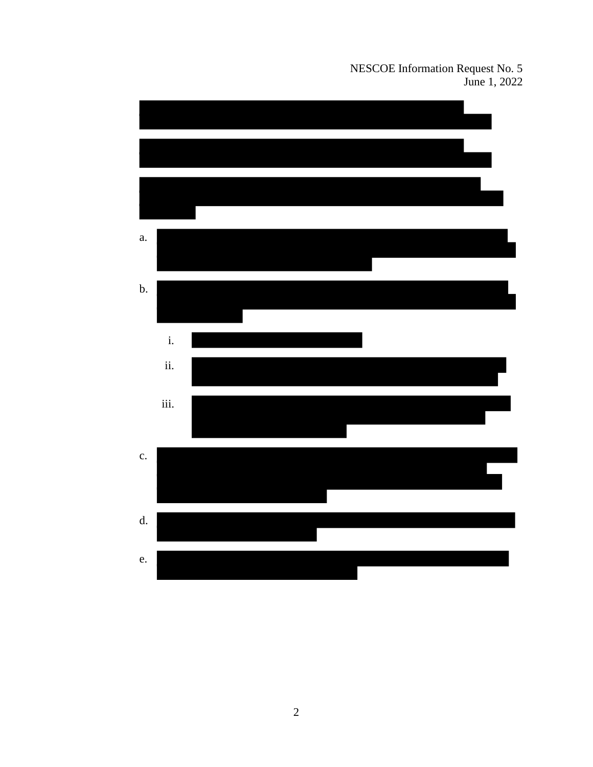a.

b.

i.

ii.

iii.

c.

d.

e.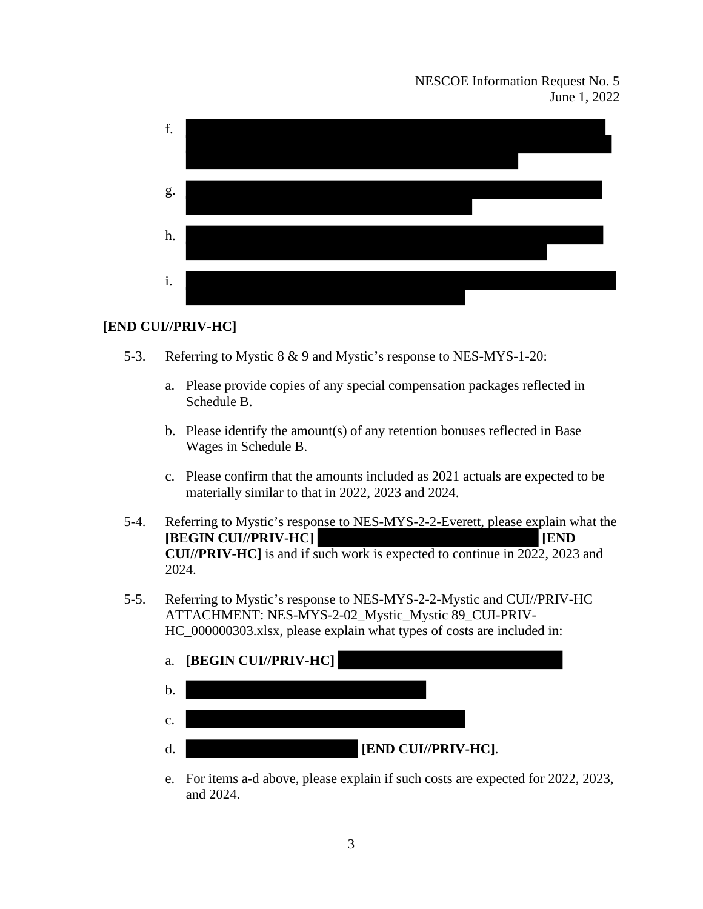f.

g.

h.

i.

**[END CUI//PRIV-HC]**

5-3. Referring to Mystic 8 & 9 and Mystic's response to NES-MYS-1-20:

a. Please provide copies of any special compensation packages reflected in Schedule B.

b. Please identify the amount(s) of any retention bonuses reflected in Base Wages in Schedule B.

c. Please confirm that the amounts included as 2021 actuals are expected to be materially similar to that in 2022, 2023 and 2024.

5-4. Referring to Mystic's response to NES-MYS-2-2-Everett, please explain what the **[BEGIN CUI//PRIV-HC]** **[END CUI//PRIV-HC]** is and if such work is expected to continue in 2022, 2023 and 2024.

5-5. Referring to Mystic's response to NES-MYS-2-2-Mystic and CUI//PRIV-HC ATTACHMENT: NES-MYS-2-02_Mystic_Mystic 89_CUI-PRIV-HC_000000303.xlsx, please explain what types of costs are included in:

a. **[BEGIN CUI//PRIV-HC]**

b.

c.

d. **[END CUI//PRIV-HC]**.

e. For items a-d above, please explain if such costs are expected for 2022, 2023, and 2024.